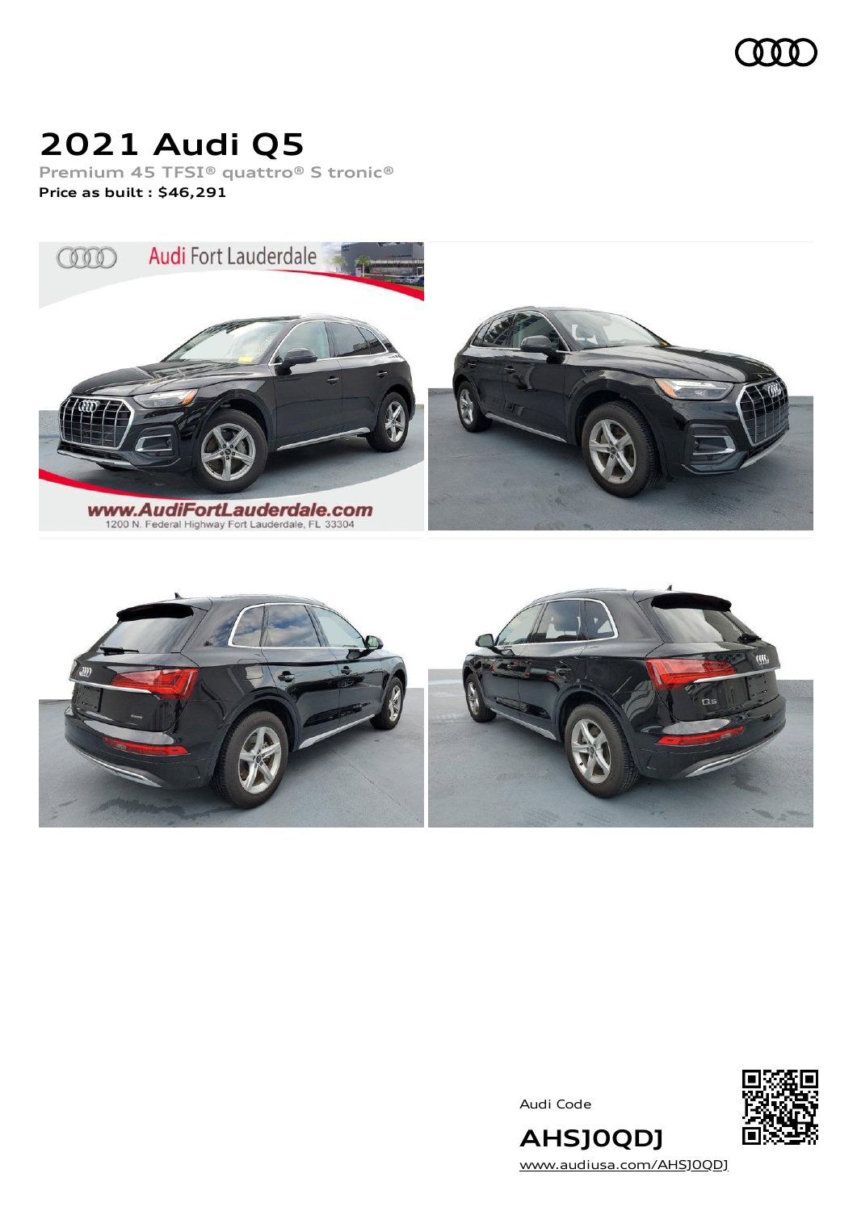# 2021 Audi Q5

Premium 45 TFSI® quattro® S tronic®

**Price as built : $46,291**

Audi Code

**AHSJ0QDJ**

www.audiusa.com/AHSJ0QDJ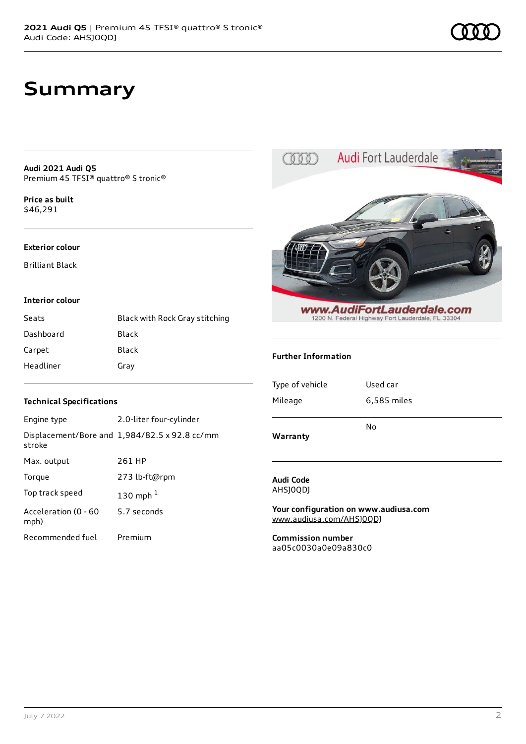# Summary

**Audi 2021 Audi Q5**
Premium 45 TFSI® quattro® S tronic®

**Price as built**
$46,291

### Exterior colour

Brilliant Black

### Interior colour

| | |
|---|---|
| Seats | Black with Rock Gray stitching |
| Dashboard | Black |
| Carpet | Black |
| Headliner | Gray |

### Technical Specifications

| | |
|---|---|
| Engine type | 2.0-liter four-cylinder |
| Displacement/Bore and stroke | 1,984/82.5 x 92.8 cc/mm |
| Max. output | 261 HP |
| Torque | 273 lb-ft@rpm |
| Top track speed | 130 mph [1] |
| Acceleration (0 - 60 mph) | 5.7 seconds |
| Recommended fuel | Premium |

### Further Information

| | |
|---|---|
| Type of vehicle | Used car |
| Mileage | 6,585 miles |
| **Warranty** | No |

**Audi Code**
AHSJ0QDJ

**Your configuration on www.audiusa.com**
www.audiusa.com/AHSJ0QDJ

**Commission number**
aa05c0030a0e09a830c0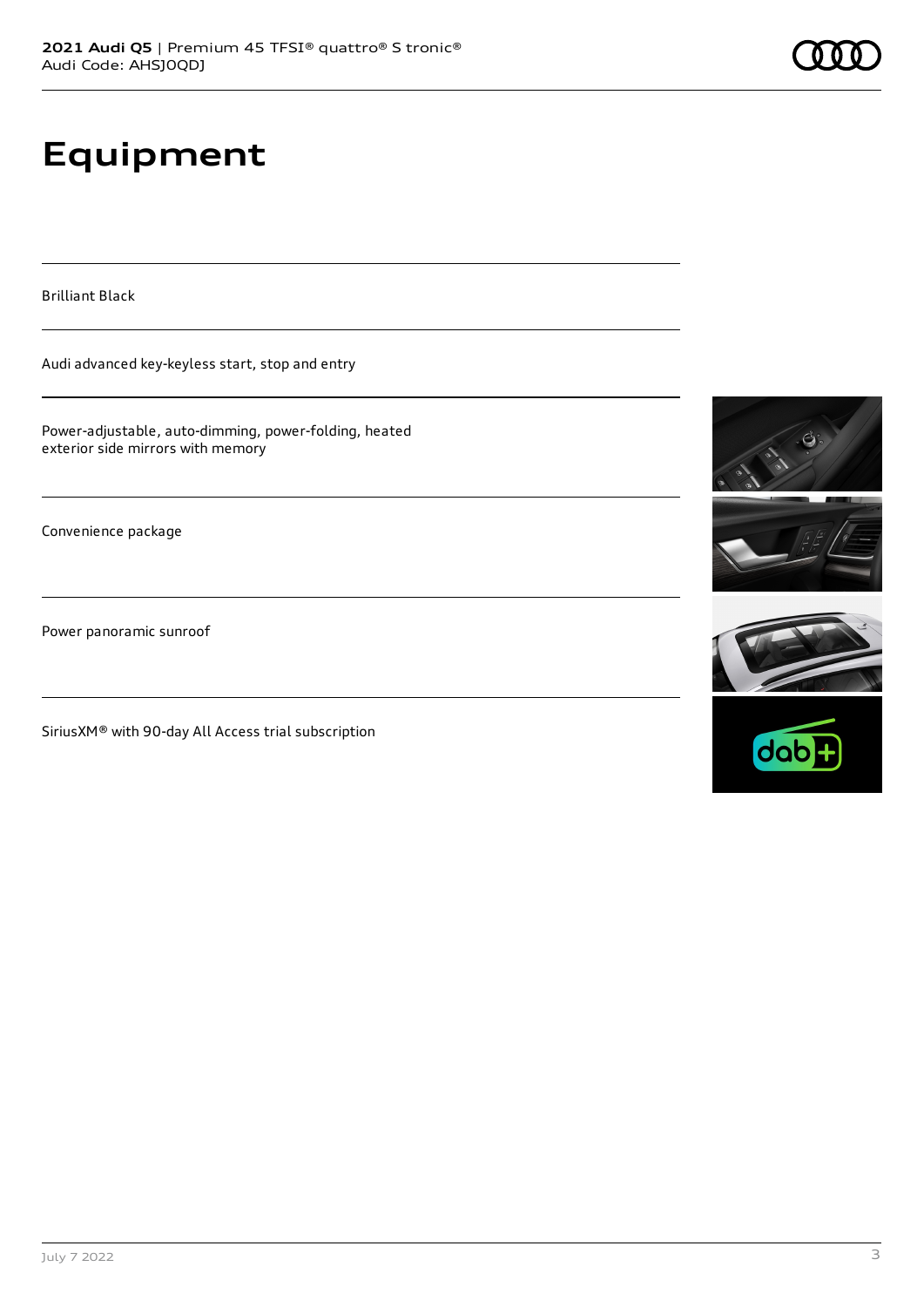# Equipment

Brilliant Black

Audi advanced key-keyless start, stop and entry

Power-adjustable, auto-dimming, power-folding, heated exterior side mirrors with memory

Convenience package

Power panoramic sunroof

SiriusXM® with 90-day All Access trial subscription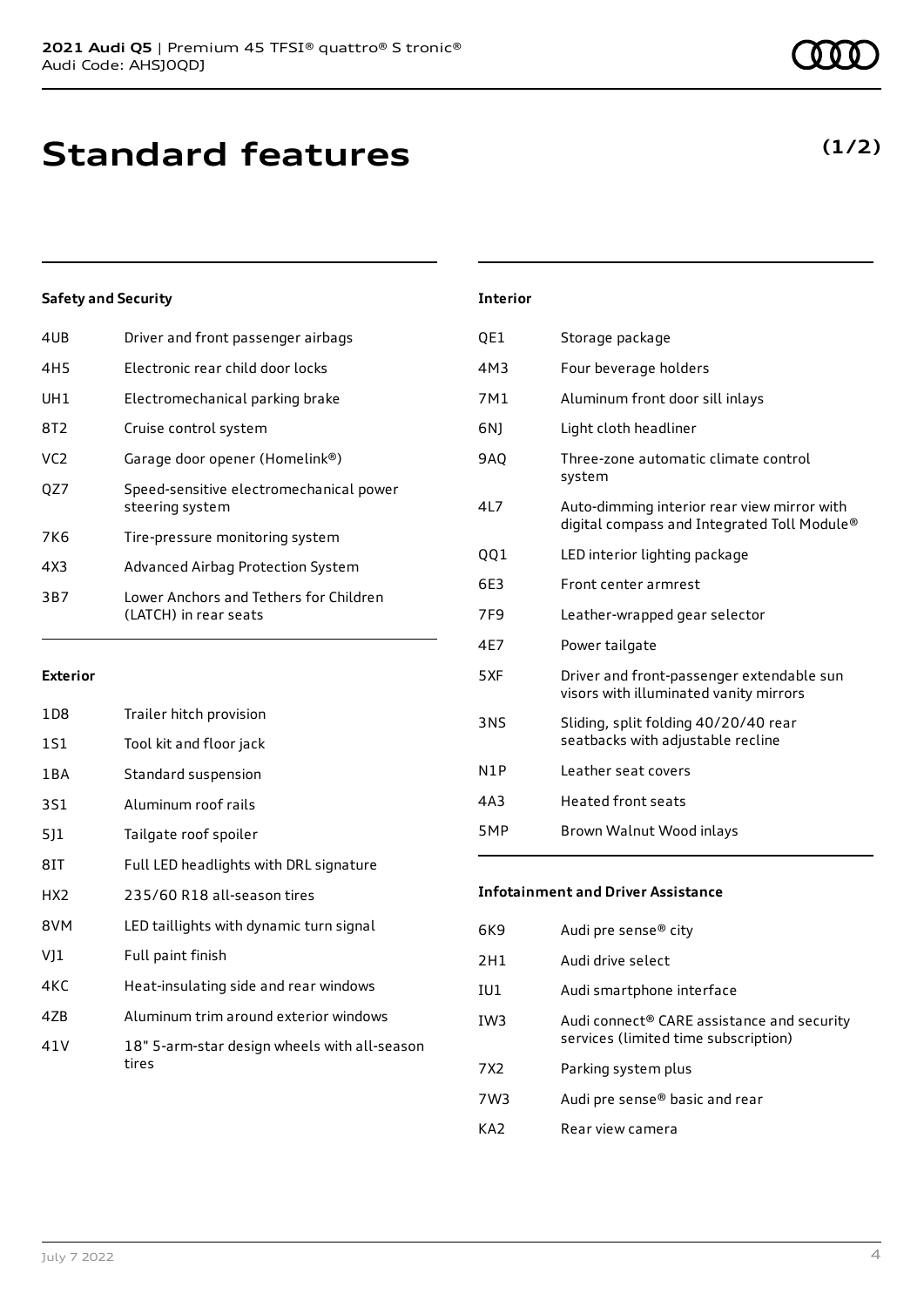# Standard features

**(1/2)**

### Safety and Security

| | |
|---|---|
| 4UB | Driver and front passenger airbags |
| 4H5 | Electronic rear child door locks |
| UH1 | Electromechanical parking brake |
| 8T2 | Cruise control system |
| VC2 | Garage door opener (Homelink®) |
| QZ7 | Speed-sensitive electromechanical power steering system |
| 7K6 | Tire-pressure monitoring system |
| 4X3 | Advanced Airbag Protection System |
| 3B7 | Lower Anchors and Tethers for Children (LATCH) in rear seats |

### Exterior

| | |
|---|---|
| 1D8 | Trailer hitch provision |
| 1S1 | Tool kit and floor jack |
| 1BA | Standard suspension |
| 3S1 | Aluminum roof rails |
| 5J1 | Tailgate roof spoiler |
| 8IT | Full LED headlights with DRL signature |
| HX2 | 235/60 R18 all-season tires |
| 8VM | LED taillights with dynamic turn signal |
| VJ1 | Full paint finish |
| 4KC | Heat-insulating side and rear windows |
| 4ZB | Aluminum trim around exterior windows |
| 41V | 18" 5-arm-star design wheels with all-season tires |

### Interior

| | |
|---|---|
| QE1 | Storage package |
| 4M3 | Four beverage holders |
| 7M1 | Aluminum front door sill inlays |
| 6NJ | Light cloth headliner |
| 9AQ | Three-zone automatic climate control system |
| 4L7 | Auto-dimming interior rear view mirror with digital compass and Integrated Toll Module® |
| QQ1 | LED interior lighting package |
| 6E3 | Front center armrest |
| 7F9 | Leather-wrapped gear selector |
| 4E7 | Power tailgate |
| 5XF | Driver and front-passenger extendable sun visors with illuminated vanity mirrors |
| 3NS | Sliding, split folding 40/20/40 rear seatbacks with adjustable recline |
| N1P | Leather seat covers |
| 4A3 | Heated front seats |
| 5MP | Brown Walnut Wood inlays |

### Infotainment and Driver Assistance

| | |
|---|---|
| 6K9 | Audi pre sense® city |
| 2H1 | Audi drive select |
| IU1 | Audi smartphone interface |
| IW3 | Audi connect® CARE assistance and security services (limited time subscription) |
| 7X2 | Parking system plus |
| 7W3 | Audi pre sense® basic and rear |
| KA2 | Rear view camera |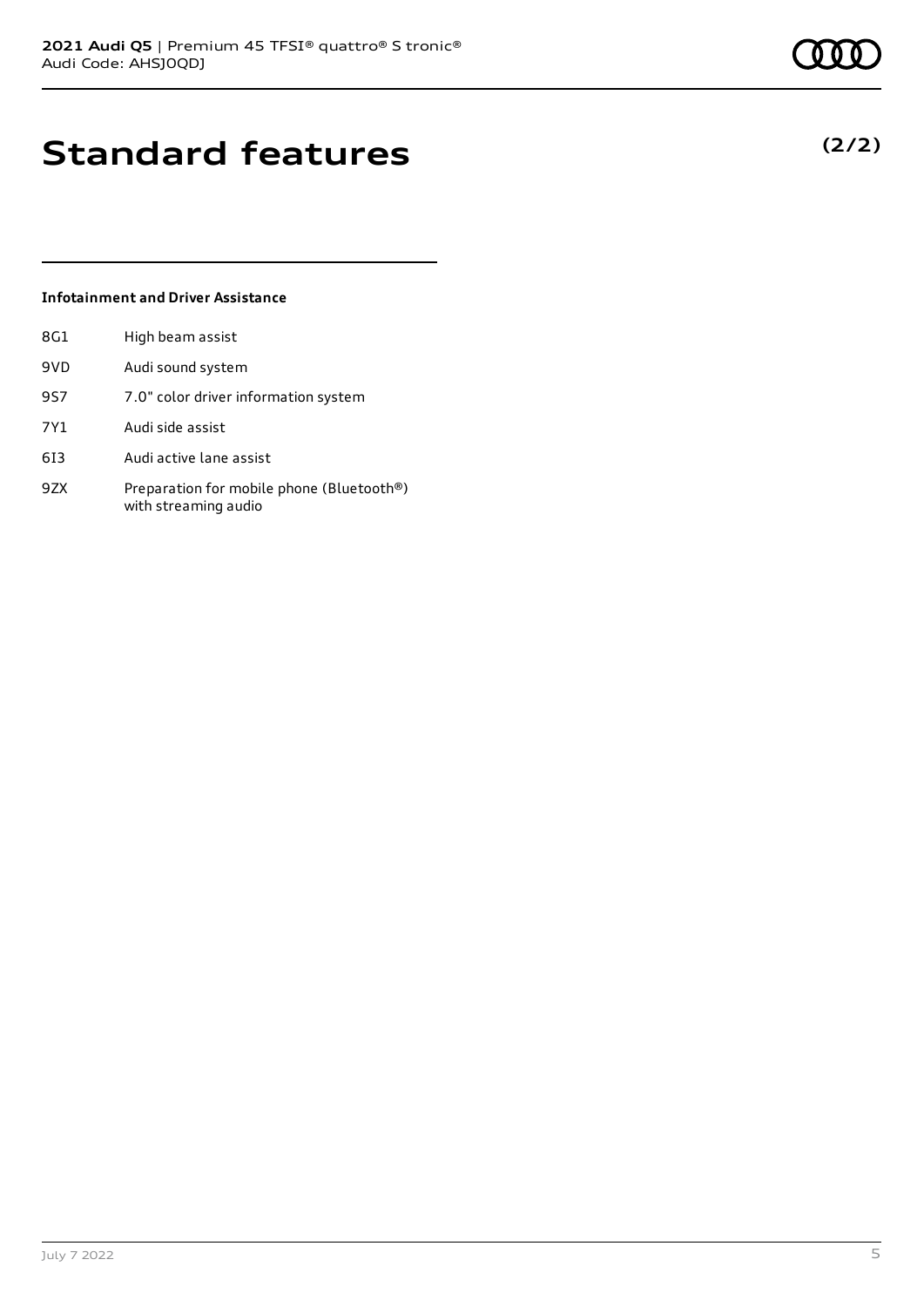# Standard features

**(2/2)**

### Infotainment and Driver Assistance

| | |
|---|---|
| 8G1 | High beam assist |
| 9VD | Audi sound system |
| 9S7 | 7.0" color driver information system |
| 7Y1 | Audi side assist |
| 6I3 | Audi active lane assist |
| 9ZX | Preparation for mobile phone (Bluetooth®) with streaming audio |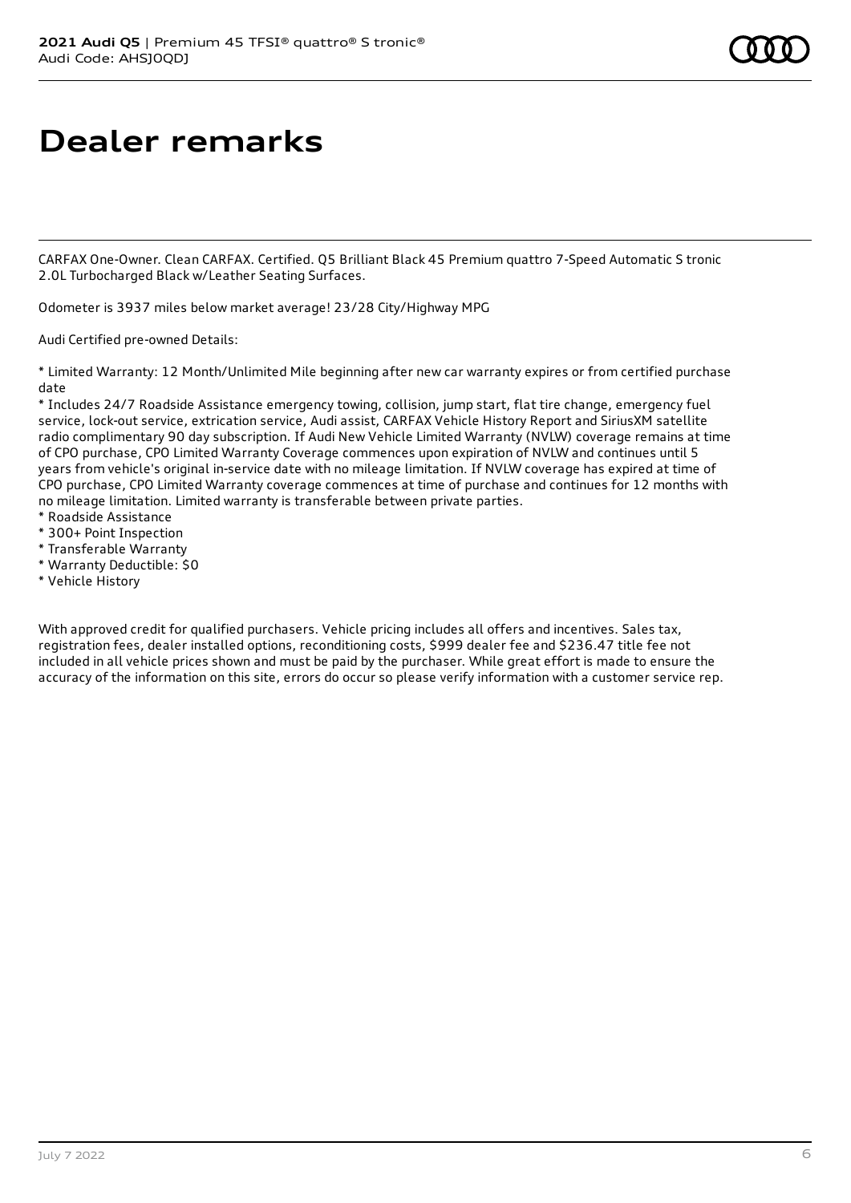# Dealer remarks

CARFAX One-Owner. Clean CARFAX. Certified. Q5 Brilliant Black 45 Premium quattro 7-Speed Automatic S tronic 2.0L Turbocharged Black w/Leather Seating Surfaces.

Odometer is 3937 miles below market average! 23/28 City/Highway MPG

Audi Certified pre-owned Details:

* Limited Warranty: 12 Month/Unlimited Mile beginning after new car warranty expires or from certified purchase date
* Includes 24/7 Roadside Assistance emergency towing, collision, jump start, flat tire change, emergency fuel service, lock-out service, extrication service, Audi assist, CARFAX Vehicle History Report and SiriusXM satellite radio complimentary 90 day subscription. If Audi New Vehicle Limited Warranty (NVLW) coverage remains at time of CPO purchase, CPO Limited Warranty Coverage commences upon expiration of NVLW and continues until 5 years from vehicle's original in-service date with no mileage limitation. If NVLW coverage has expired at time of CPO purchase, CPO Limited Warranty coverage commences at time of purchase and continues for 12 months with no mileage limitation. Limited warranty is transferable between private parties.
* Roadside Assistance
* 300+ Point Inspection
* Transferable Warranty
* Warranty Deductible: $0
* Vehicle History

With approved credit for qualified purchasers. Vehicle pricing includes all offers and incentives. Sales tax, registration fees, dealer installed options, reconditioning costs, $999 dealer fee and $236.47 title fee not included in all vehicle prices shown and must be paid by the purchaser. While great effort is made to ensure the accuracy of the information on this site, errors do occur so please verify information with a customer service rep.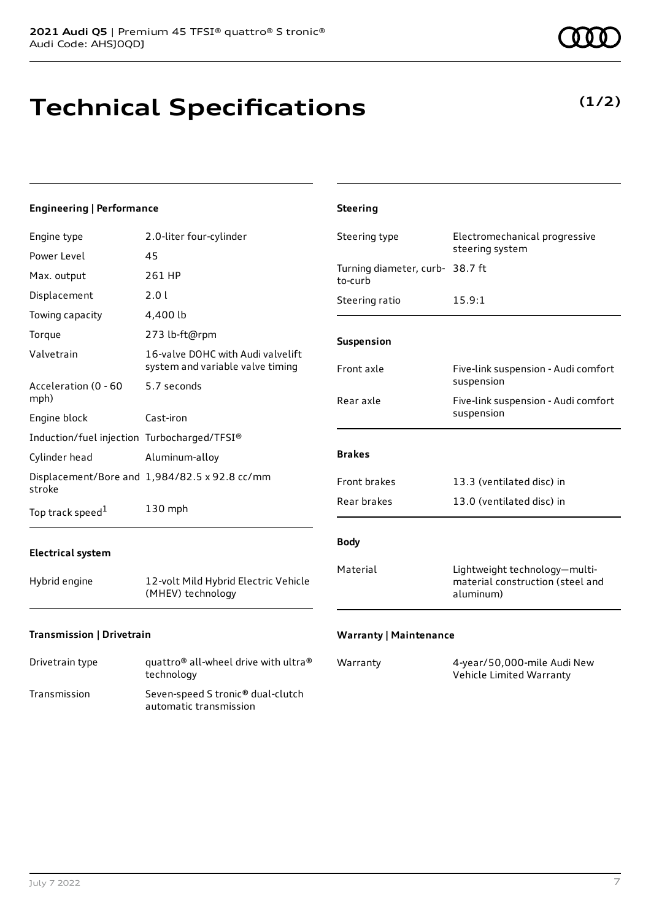# Technical Specifications

**(1/2)**

### Engineering | Performance

| | |
|---|---|
| Engine type | 2.0-liter four-cylinder |
| Power Level | 45 |
| Max. output | 261 HP |
| Displacement | 2.0 l |
| Towing capacity | 4,400 lb |
| Torque | 273 lb-ft@rpm |
| Valvetrain | 16-valve DOHC with Audi valvelift system and variable valve timing |
| Acceleration (0 - 60 mph) | 5.7 seconds |
| Engine block | Cast-iron |
| Induction/fuel injection | Turbocharged/TFSI® |
| Cylinder head | Aluminum-alloy |
| Displacement/Bore and stroke | 1,984/82.5 x 92.8 cc/mm |
| Top track speed[1] | 130 mph |

### Electrical system

| | |
|---|---|
| Hybrid engine | 12-volt Mild Hybrid Electric Vehicle (MHEV) technology |

### Transmission | Drivetrain

| | |
|---|---|
| Drivetrain type | quattro® all-wheel drive with ultra® technology |
| Transmission | Seven-speed S tronic® dual-clutch automatic transmission |

### Steering

| | |
|---|---|
| Steering type | Electromechanical progressive steering system |
| Turning diameter, curb-to-curb | 38.7 ft |
| Steering ratio | 15.9:1 |

### Suspension

| | |
|---|---|
| Front axle | Five-link suspension - Audi comfort suspension |
| Rear axle | Five-link suspension - Audi comfort suspension |

### Brakes

| | |
|---|---|
| Front brakes | 13.3 (ventilated disc) in |
| Rear brakes | 13.0 (ventilated disc) in |

### Body

| | |
|---|---|
| Material | Lightweight technology—multi-material construction (steel and aluminum) |

### Warranty | Maintenance

| | |
|---|---|
| Warranty | 4-year/50,000-mile Audi New Vehicle Limited Warranty |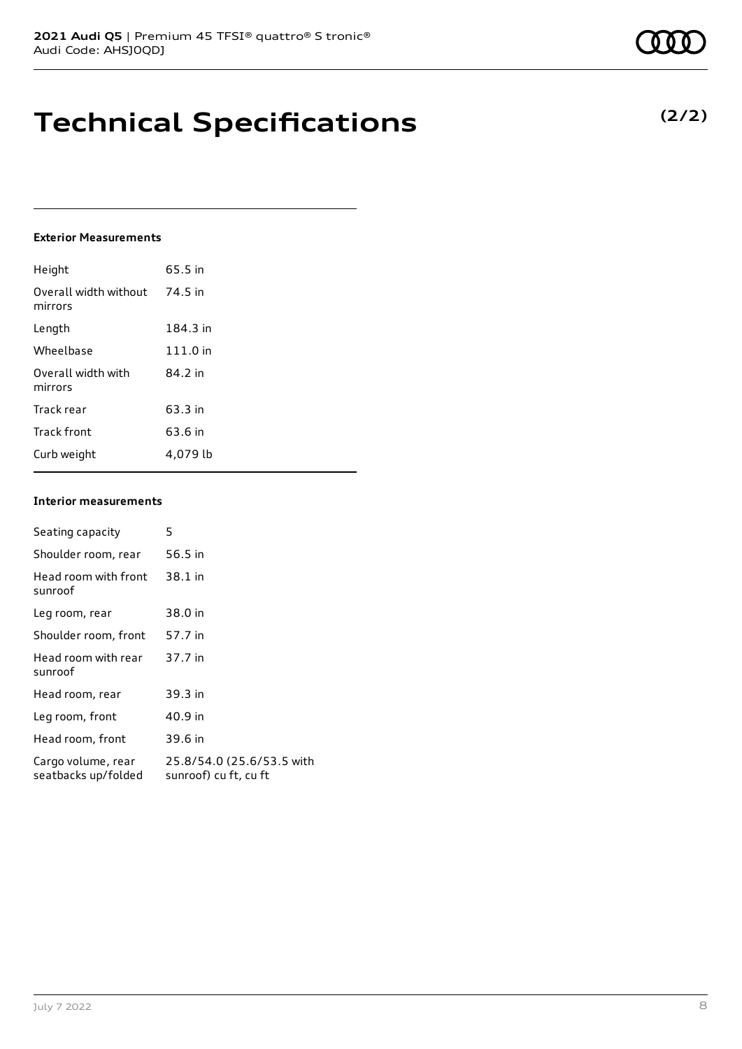# Technical Specifications

**(2/2)**

### Exterior Measurements

| | |
|---|---|
| Height | 65.5 in |
| Overall width without mirrors | 74.5 in |
| Length | 184.3 in |
| Wheelbase | 111.0 in |
| Overall width with mirrors | 84.2 in |
| Track rear | 63.3 in |
| Track front | 63.6 in |
| Curb weight | 4,079 lb |

### Interior measurements

| | |
|---|---|
| Seating capacity | 5 |
| Shoulder room, rear | 56.5 in |
| Head room with front sunroof | 38.1 in |
| Leg room, rear | 38.0 in |
| Shoulder room, front | 57.7 in |
| Head room with rear sunroof | 37.7 in |
| Head room, rear | 39.3 in |
| Leg room, front | 40.9 in |
| Head room, front | 39.6 in |
| Cargo volume, rear seatbacks up/folded | 25.8/54.0 (25.6/53.5 with sunroof) cu ft, cu ft |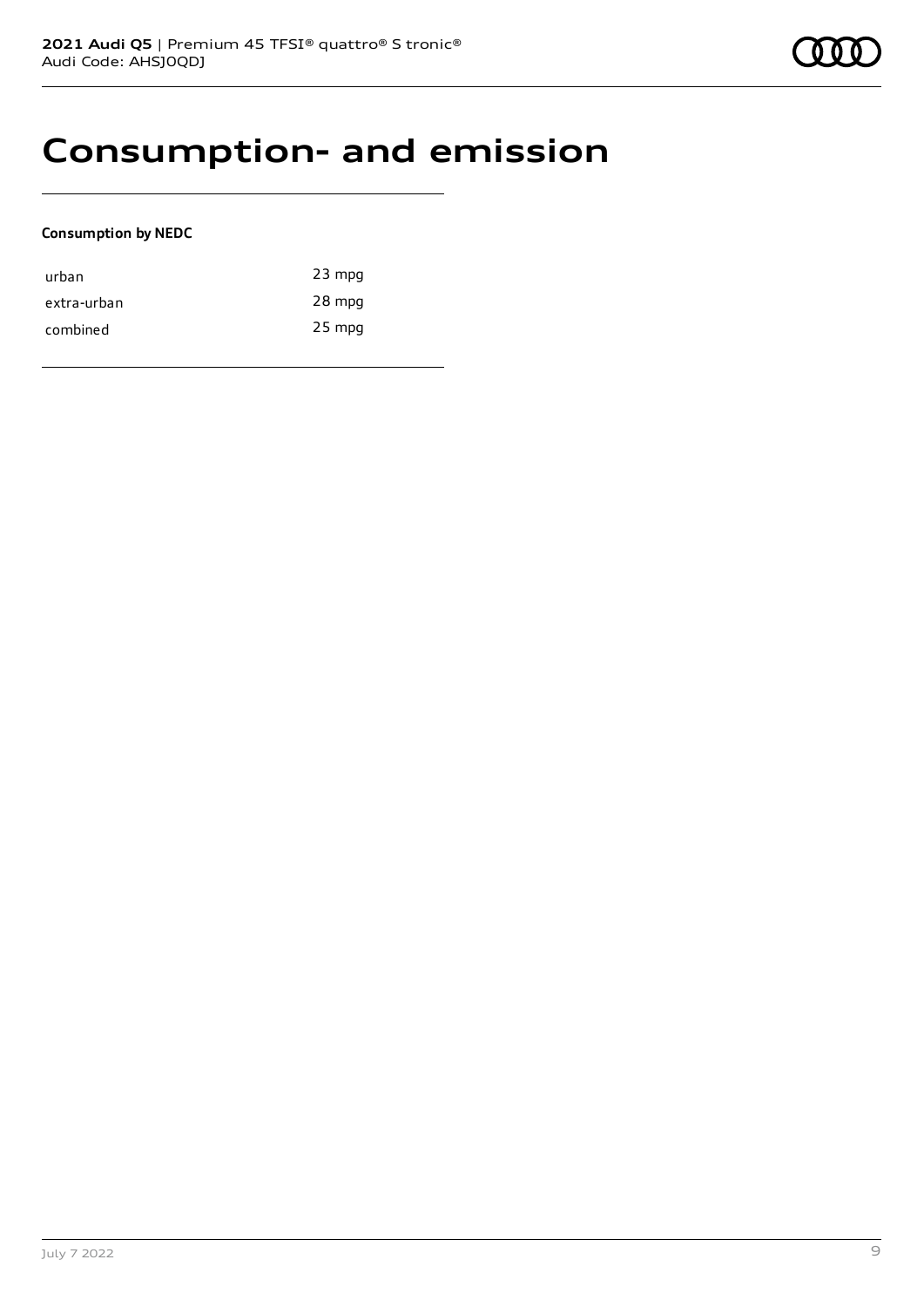# Consumption- and emission

**Consumption by NEDC**

| | |
|---|---|
| urban | 23 mpg |
| extra-urban | 28 mpg |
| combined | 25 mpg |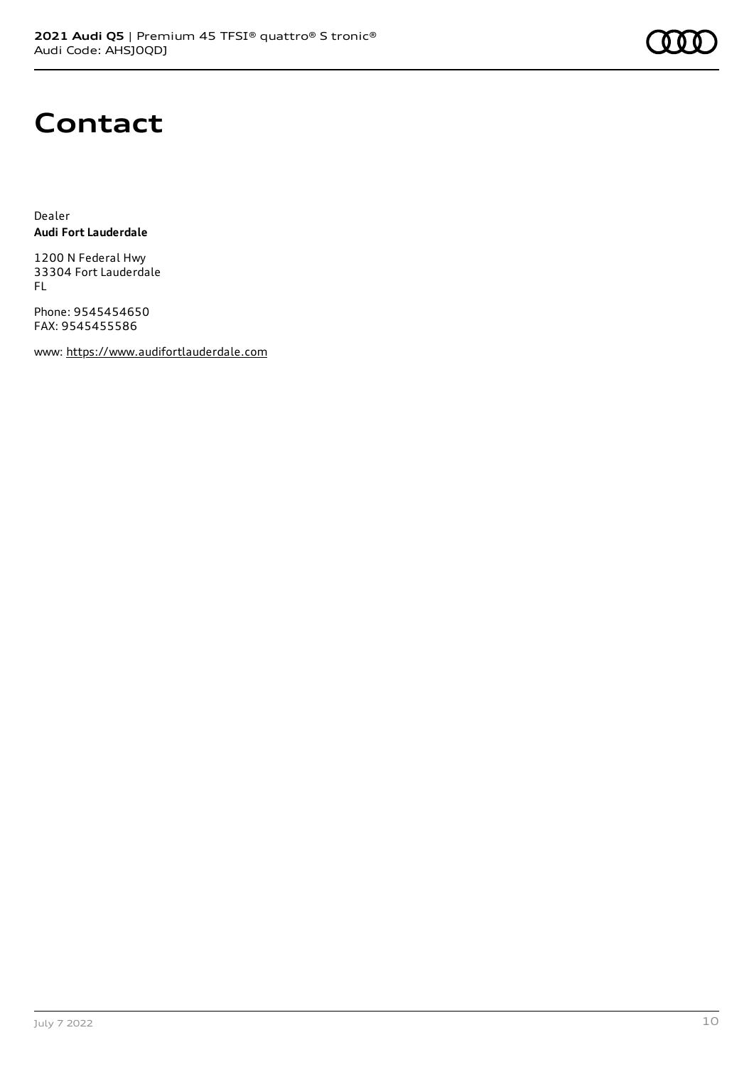# Contact

Dealer
**Audi Fort Lauderdale**

1200 N Federal Hwy
33304 Fort Lauderdale
FL

Phone: 9545454650
FAX: 9545455586

www: https://www.audifortlauderdale.com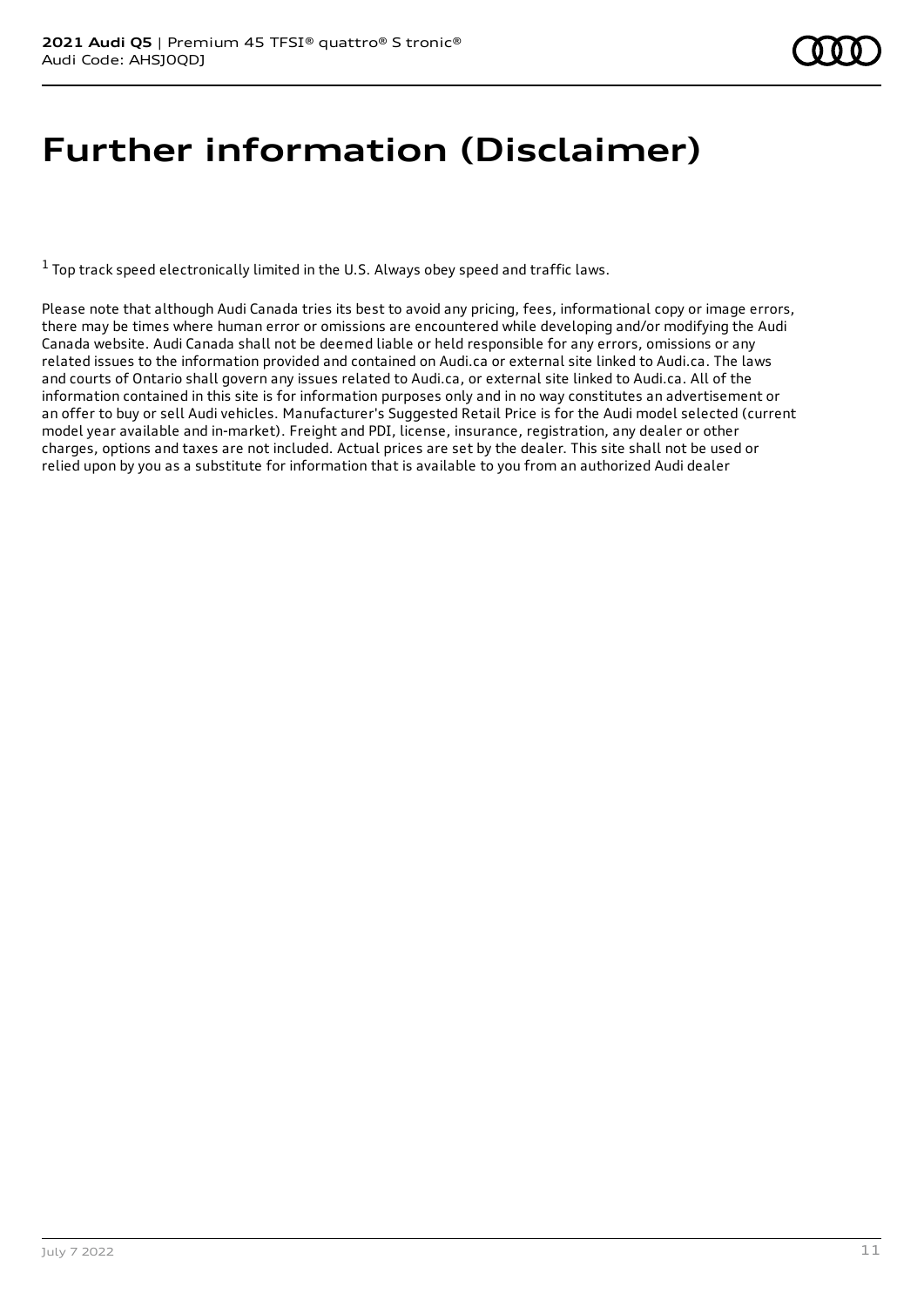# Further information (Disclaimer)

[1] Top track speed electronically limited in the U.S. Always obey speed and traffic laws.

Please note that although Audi Canada tries its best to avoid any pricing, fees, informational copy or image errors, there may be times where human error or omissions are encountered while developing and/or modifying the Audi Canada website. Audi Canada shall not be deemed liable or held responsible for any errors, omissions or any related issues to the information provided and contained on Audi.ca or external site linked to Audi.ca. The laws and courts of Ontario shall govern any issues related to Audi.ca, or external site linked to Audi.ca. All of the information contained in this site is for information purposes only and in no way constitutes an advertisement or an offer to buy or sell Audi vehicles. Manufacturer's Suggested Retail Price is for the Audi model selected (current model year available and in-market). Freight and PDI, license, insurance, registration, any dealer or other charges, options and taxes are not included. Actual prices are set by the dealer. This site shall not be used or relied upon by you as a substitute for information that is available to you from an authorized Audi dealer